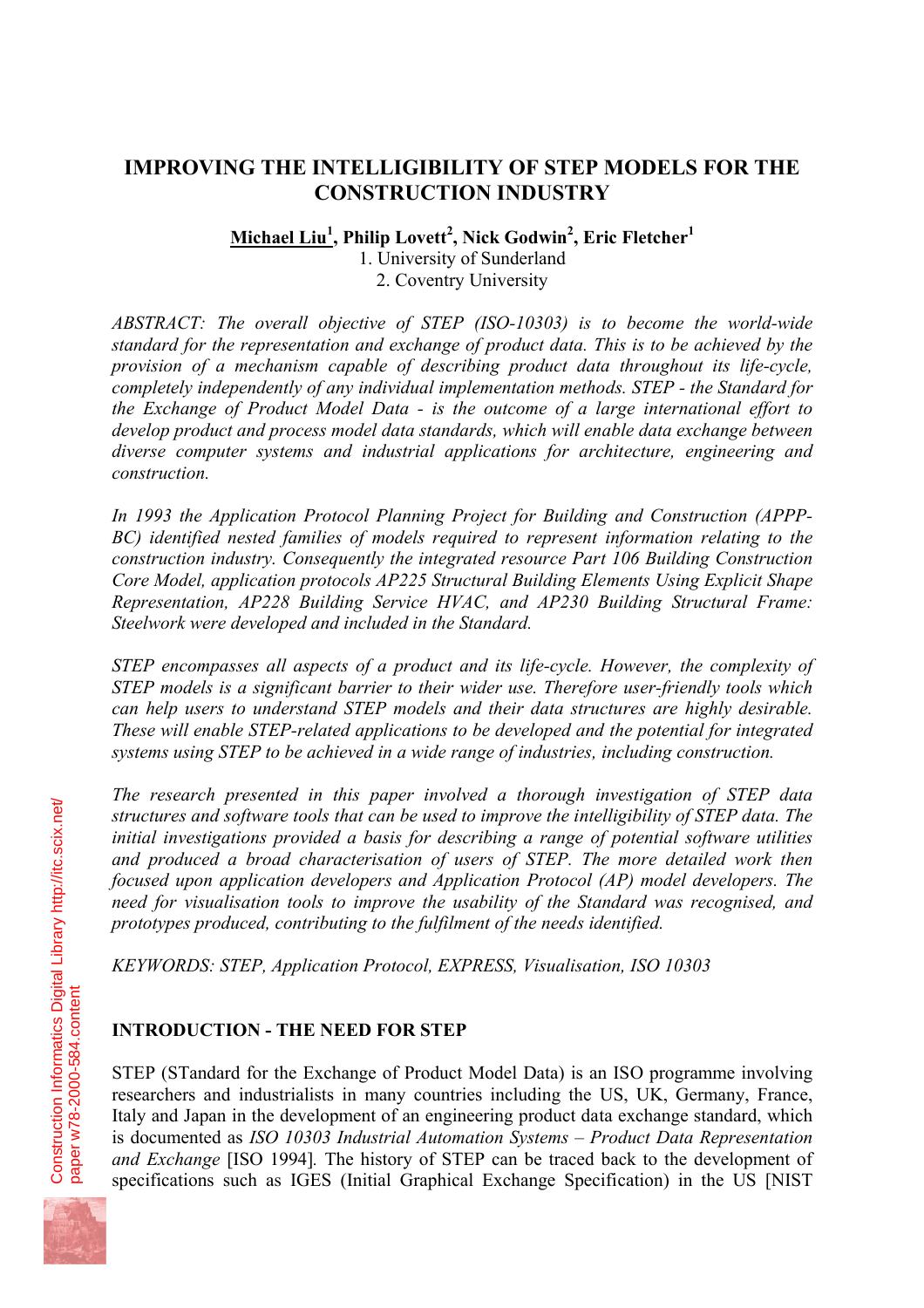# IMPROVING THE INTELLIGIBILITY OF STEP MODELS FOR THE CONSTRUCTION INDUSTRY

**Michael Liu[1], Philip Lovett[2], Nick Godwin[2], Eric Fletcher[1]**

1. University of Sunderland
2. Coventry University

*ABSTRACT: The overall objective of STEP (ISO-10303) is to become the world-wide standard for the representation and exchange of product data. This is to be achieved by the provision of a mechanism capable of describing product data throughout its life-cycle, completely independently of any individual implementation methods. STEP - the Standard for the Exchange of Product Model Data - is the outcome of a large international effort to develop product and process model data standards, which will enable data exchange between diverse computer systems and industrial applications for architecture, engineering and construction.*

*In 1993 the Application Protocol Planning Project for Building and Construction (APPP-BC) identified nested families of models required to represent information relating to the construction industry. Consequently the integrated resource Part 106 Building Construction Core Model, application protocols AP225 Structural Building Elements Using Explicit Shape Representation, AP228 Building Service HVAC, and AP230 Building Structural Frame: Steelwork were developed and included in the Standard.*

*STEP encompasses all aspects of a product and its life-cycle. However, the complexity of STEP models is a significant barrier to their wider use. Therefore user-friendly tools which can help users to understand STEP models and their data structures are highly desirable. These will enable STEP-related applications to be developed and the potential for integrated systems using STEP to be achieved in a wide range of industries, including construction.*

*The research presented in this paper involved a thorough investigation of STEP data structures and software tools that can be used to improve the intelligibility of STEP data. The initial investigations provided a basis for describing a range of potential software utilities and produced a broad characterisation of users of STEP. The more detailed work then focused upon application developers and Application Protocol (AP) model developers. The need for visualisation tools to improve the usability of the Standard was recognised, and prototypes produced, contributing to the fulfilment of the needs identified.*

*KEYWORDS: STEP, Application Protocol, EXPRESS, Visualisation, ISO 10303*

## INTRODUCTION - THE NEED FOR STEP

STEP (STandard for the Exchange of Product Model Data) is an ISO programme involving researchers and industrialists in many countries including the US, UK, Germany, France, Italy and Japan in the development of an engineering product data exchange standard, which is documented as *ISO 10303 Industrial Automation Systems – Product Data Representation and Exchange* [ISO 1994]. The history of STEP can be traced back to the development of specifications such as IGES (Initial Graphical Exchange Specification) in the US [NIST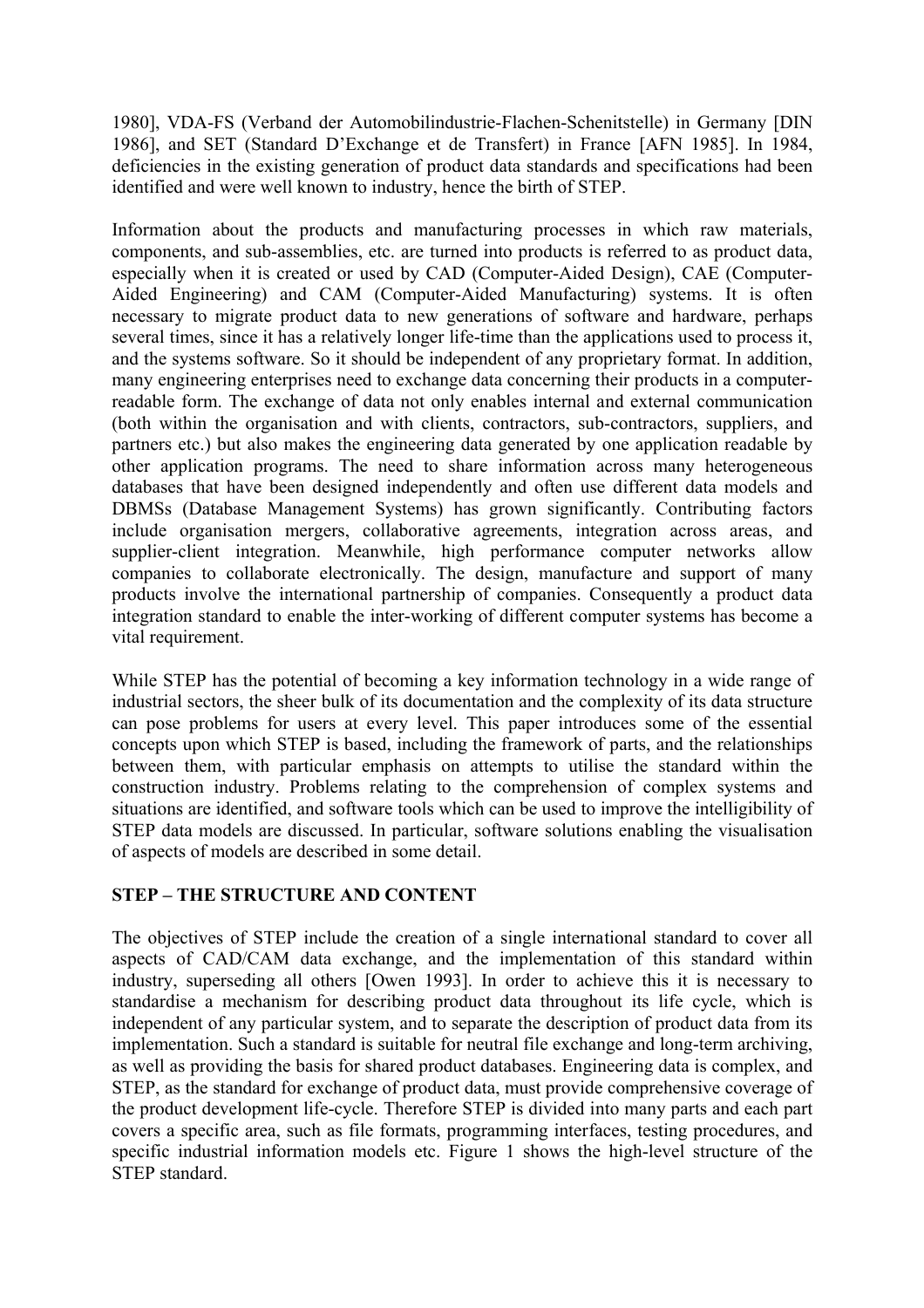1980], VDA-FS (Verband der Automobilindustrie-Flachen-Schenitstelle) in Germany [DIN 1986], and SET (Standard D'Exchange et de Transfert) in France [AFN 1985]. In 1984, deficiencies in the existing generation of product data standards and specifications had been identified and were well known to industry, hence the birth of STEP.

Information about the products and manufacturing processes in which raw materials, components, and sub-assemblies, etc. are turned into products is referred to as product data, especially when it is created or used by CAD (Computer-Aided Design), CAE (Computer-Aided Engineering) and CAM (Computer-Aided Manufacturing) systems. It is often necessary to migrate product data to new generations of software and hardware, perhaps several times, since it has a relatively longer life-time than the applications used to process it, and the systems software. So it should be independent of any proprietary format. In addition, many engineering enterprises need to exchange data concerning their products in a computer-readable form. The exchange of data not only enables internal and external communication (both within the organisation and with clients, contractors, sub-contractors, suppliers, and partners etc.) but also makes the engineering data generated by one application readable by other application programs. The need to share information across many heterogeneous databases that have been designed independently and often use different data models and DBMSs (Database Management Systems) has grown significantly. Contributing factors include organisation mergers, collaborative agreements, integration across areas, and supplier-client integration. Meanwhile, high performance computer networks allow companies to collaborate electronically. The design, manufacture and support of many products involve the international partnership of companies. Consequently a product data integration standard to enable the inter-working of different computer systems has become a vital requirement.

While STEP has the potential of becoming a key information technology in a wide range of industrial sectors, the sheer bulk of its documentation and the complexity of its data structure can pose problems for users at every level. This paper introduces some of the essential concepts upon which STEP is based, including the framework of parts, and the relationships between them, with particular emphasis on attempts to utilise the standard within the construction industry. Problems relating to the comprehension of complex systems and situations are identified, and software tools which can be used to improve the intelligibility of STEP data models are discussed. In particular, software solutions enabling the visualisation of aspects of models are described in some detail.

## STEP – THE STRUCTURE AND CONTENT

The objectives of STEP include the creation of a single international standard to cover all aspects of CAD/CAM data exchange, and the implementation of this standard within industry, superseding all others [Owen 1993]. In order to achieve this it is necessary to standardise a mechanism for describing product data throughout its life cycle, which is independent of any particular system, and to separate the description of product data from its implementation. Such a standard is suitable for neutral file exchange and long-term archiving, as well as providing the basis for shared product databases. Engineering data is complex, and STEP, as the standard for exchange of product data, must provide comprehensive coverage of the product development life-cycle. Therefore STEP is divided into many parts and each part covers a specific area, such as file formats, programming interfaces, testing procedures, and specific industrial information models etc. Figure 1 shows the high-level structure of the STEP standard.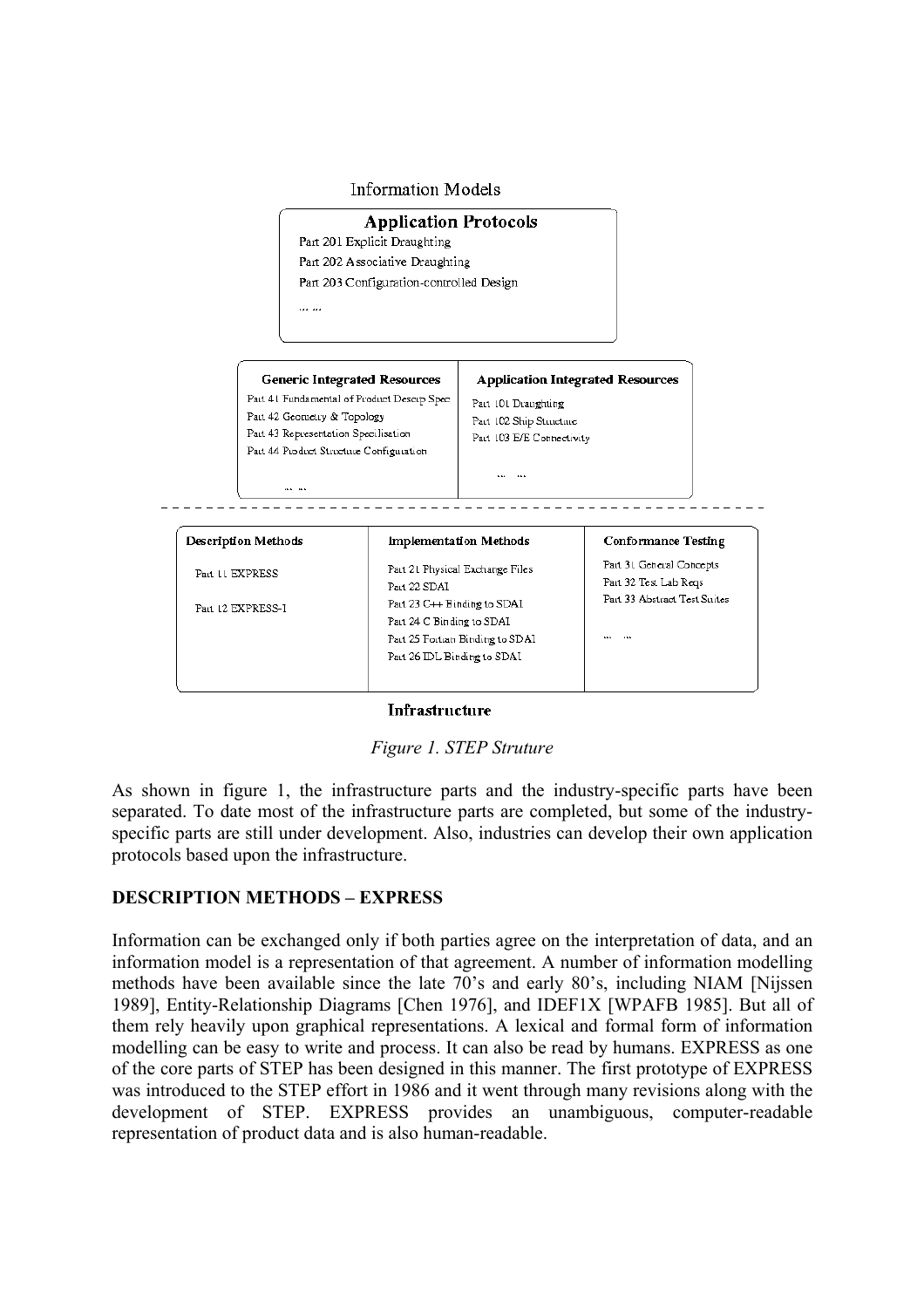Information Models

**Application Protocols**

Part 201 Explicit Draughting
Part 202 Associative Draughting
Part 203 Configuration-controlled Design
... ...

| Generic Integrated Resources | Application Integrated Resources |
|---|---|
| Part 41 Fundamental of Product Descrip Spec | Part 101 Draughting |
| Part 42 Geometry & Topology | Part 102 Ship Structure |
| Part 43 Representation Specilisation | Part 103 E/E Connectivity |
| Part 44 Product Structure Configuration | ... ... |
| ... ... | |

| Description Methods | Implementation Methods | Conformance Testing |
|---|---|---|
| Part 11 EXPRESS | Part 21 Physical Exchange Files | Part 31 General Concepts |
| | Part 22 SDAI | Part 32 Test Lab Reqs |
| Part 12 EXPRESS-I | Part 23 C++ Binding to SDAI | Part 33 Abstract Test Suites |
| | Part 24 C Binding to SDAI | |
| | Part 25 Fortran Binding to SDAI | ... ... |
| | Part 26 IDL Binding to SDAI | |

**Infrastructure**

*Figure 1. STEP Struture*

As shown in figure 1, the infrastructure parts and the industry-specific parts have been separated. To date most of the infrastructure parts are completed, but some of the industry-specific parts are still under development. Also, industries can develop their own application protocols based upon the infrastructure.

## DESCRIPTION METHODS – EXPRESS

Information can be exchanged only if both parties agree on the interpretation of data, and an information model is a representation of that agreement. A number of information modelling methods have been available since the late 70's and early 80's, including NIAM [Nijssen 1989], Entity-Relationship Diagrams [Chen 1976], and IDEF1X [WPAFB 1985]. But all of them rely heavily upon graphical representations. A lexical and formal form of information modelling can be easy to write and process. It can also be read by humans. EXPRESS as one of the core parts of STEP has been designed in this manner. The first prototype of EXPRESS was introduced to the STEP effort in 1986 and it went through many revisions along with the development of STEP. EXPRESS provides an unambiguous, computer-readable representation of product data and is also human-readable.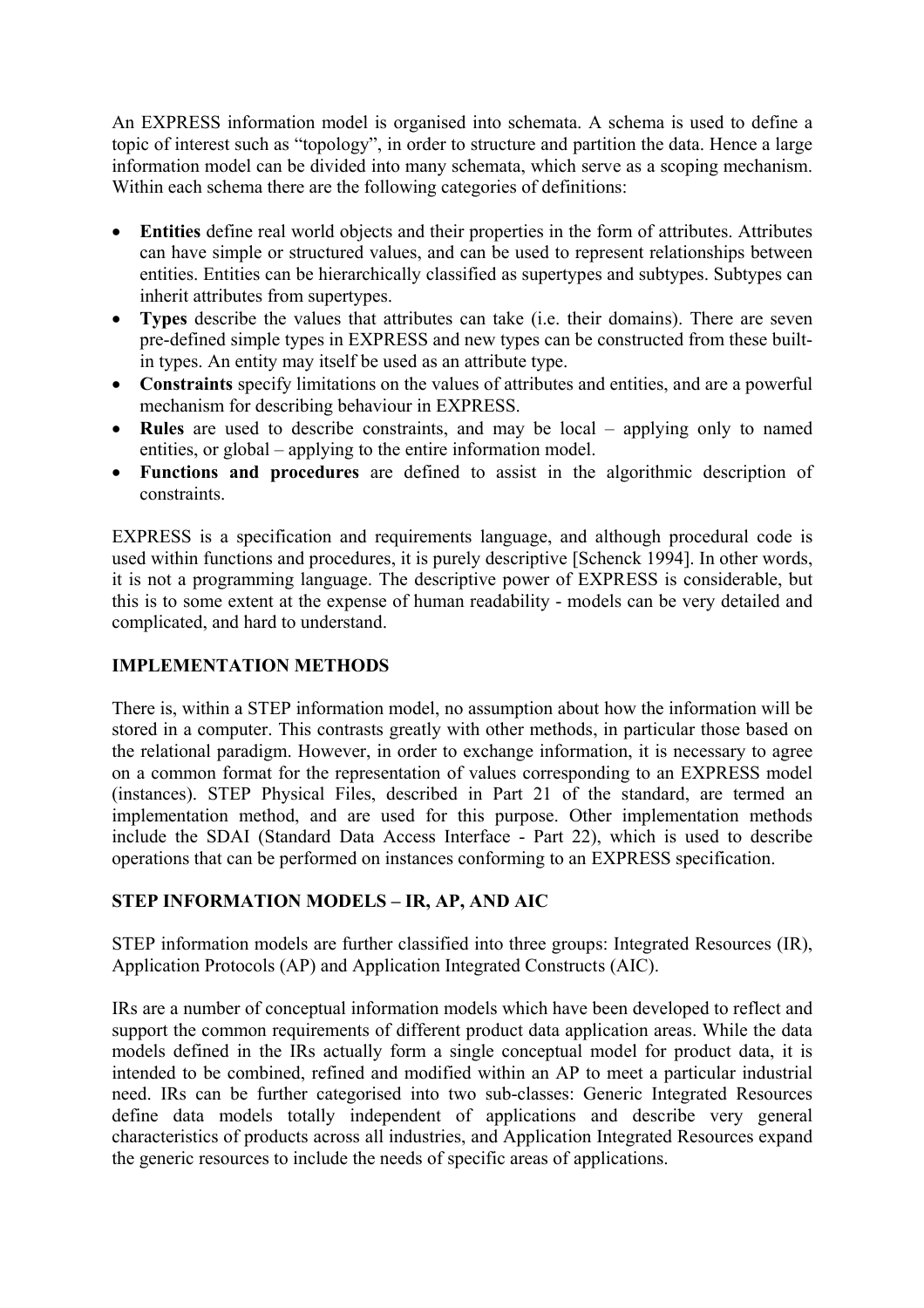An EXPRESS information model is organised into schemata. A schema is used to define a topic of interest such as "topology", in order to structure and partition the data. Hence a large information model can be divided into many schemata, which serve as a scoping mechanism. Within each schema there are the following categories of definitions:

- **Entities** define real world objects and their properties in the form of attributes. Attributes can have simple or structured values, and can be used to represent relationships between entities. Entities can be hierarchically classified as supertypes and subtypes. Subtypes can inherit attributes from supertypes.
- **Types** describe the values that attributes can take (i.e. their domains). There are seven pre-defined simple types in EXPRESS and new types can be constructed from these built-in types. An entity may itself be used as an attribute type.
- **Constraints** specify limitations on the values of attributes and entities, and are a powerful mechanism for describing behaviour in EXPRESS.
- **Rules** are used to describe constraints, and may be local – applying only to named entities, or global – applying to the entire information model.
- **Functions and procedures** are defined to assist in the algorithmic description of constraints.

EXPRESS is a specification and requirements language, and although procedural code is used within functions and procedures, it is purely descriptive [Schenck 1994]. In other words, it is not a programming language. The descriptive power of EXPRESS is considerable, but this is to some extent at the expense of human readability - models can be very detailed and complicated, and hard to understand.

## IMPLEMENTATION METHODS

There is, within a STEP information model, no assumption about how the information will be stored in a computer. This contrasts greatly with other methods, in particular those based on the relational paradigm. However, in order to exchange information, it is necessary to agree on a common format for the representation of values corresponding to an EXPRESS model (instances). STEP Physical Files, described in Part 21 of the standard, are termed an implementation method, and are used for this purpose. Other implementation methods include the SDAI (Standard Data Access Interface - Part 22), which is used to describe operations that can be performed on instances conforming to an EXPRESS specification.

## STEP INFORMATION MODELS – IR, AP, AND AIC

STEP information models are further classified into three groups: Integrated Resources (IR), Application Protocols (AP) and Application Integrated Constructs (AIC).

IRs are a number of conceptual information models which have been developed to reflect and support the common requirements of different product data application areas. While the data models defined in the IRs actually form a single conceptual model for product data, it is intended to be combined, refined and modified within an AP to meet a particular industrial need. IRs can be further categorised into two sub-classes: Generic Integrated Resources define data models totally independent of applications and describe very general characteristics of products across all industries, and Application Integrated Resources expand the generic resources to include the needs of specific areas of applications.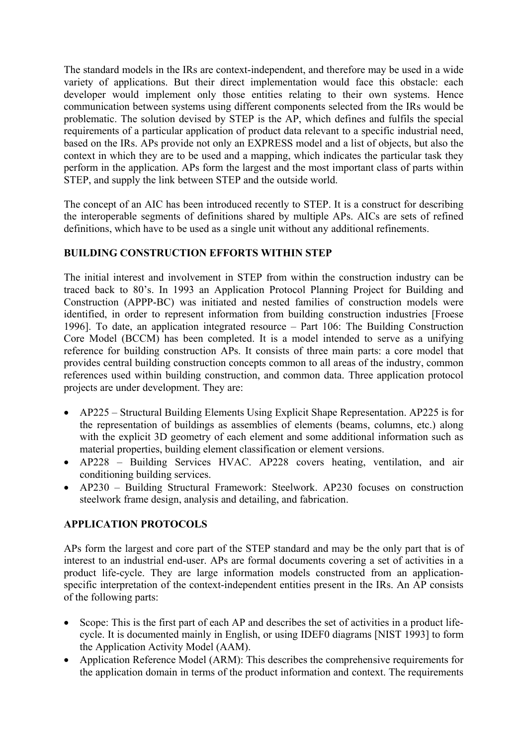The standard models in the IRs are context-independent, and therefore may be used in a wide variety of applications. But their direct implementation would face this obstacle: each developer would implement only those entities relating to their own systems. Hence communication between systems using different components selected from the IRs would be problematic. The solution devised by STEP is the AP, which defines and fulfils the special requirements of a particular application of product data relevant to a specific industrial need, based on the IRs. APs provide not only an EXPRESS model and a list of objects, but also the context in which they are to be used and a mapping, which indicates the particular task they perform in the application. APs form the largest and the most important class of parts within STEP, and supply the link between STEP and the outside world.

The concept of an AIC has been introduced recently to STEP. It is a construct for describing the interoperable segments of definitions shared by multiple APs. AICs are sets of refined definitions, which have to be used as a single unit without any additional refinements.

## BUILDING CONSTRUCTION EFFORTS WITHIN STEP

The initial interest and involvement in STEP from within the construction industry can be traced back to 80's. In 1993 an Application Protocol Planning Project for Building and Construction (APPP-BC) was initiated and nested families of construction models were identified, in order to represent information from building construction industries [Froese 1996]. To date, an application integrated resource – Part 106: The Building Construction Core Model (BCCM) has been completed. It is a model intended to serve as a unifying reference for building construction APs. It consists of three main parts: a core model that provides central building construction concepts common to all areas of the industry, common references used within building construction, and common data. Three application protocol projects are under development. They are:

- AP225 – Structural Building Elements Using Explicit Shape Representation. AP225 is for the representation of buildings as assemblies of elements (beams, columns, etc.) along with the explicit 3D geometry of each element and some additional information such as material properties, building element classification or element versions.
- AP228 – Building Services HVAC. AP228 covers heating, ventilation, and air conditioning building services.
- AP230 – Building Structural Framework: Steelwork. AP230 focuses on construction steelwork frame design, analysis and detailing, and fabrication.

## APPLICATION PROTOCOLS

APs form the largest and core part of the STEP standard and may be the only part that is of interest to an industrial end-user. APs are formal documents covering a set of activities in a product life-cycle. They are large information models constructed from an application-specific interpretation of the context-independent entities present in the IRs. An AP consists of the following parts:

- Scope: This is the first part of each AP and describes the set of activities in a product life-cycle. It is documented mainly in English, or using IDEF0 diagrams [NIST 1993] to form the Application Activity Model (AAM).
- Application Reference Model (ARM): This describes the comprehensive requirements for the application domain in terms of the product information and context. The requirements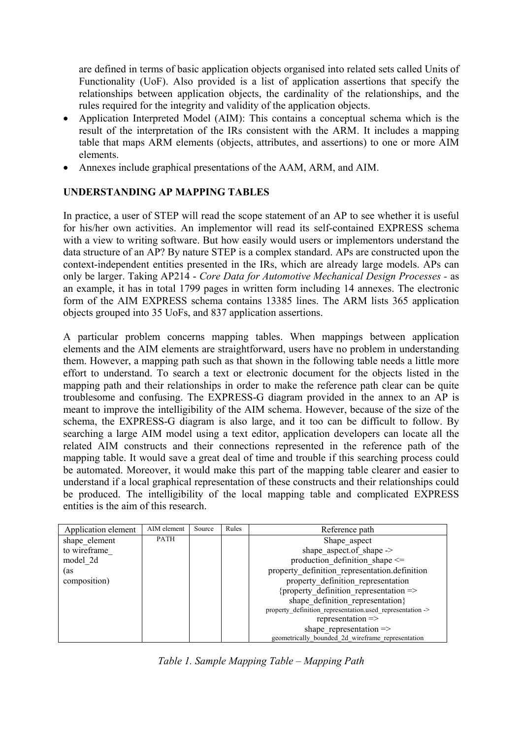are defined in terms of basic application objects organised into related sets called Units of Functionality (UoF). Also provided is a list of application assertions that specify the relationships between application objects, the cardinality of the relationships, and the rules required for the integrity and validity of the application objects.

- Application Interpreted Model (AIM): This contains a conceptual schema which is the result of the interpretation of the IRs consistent with the ARM. It includes a mapping table that maps ARM elements (objects, attributes, and assertions) to one or more AIM elements.
- Annexes include graphical presentations of the AAM, ARM, and AIM.

## UNDERSTANDING AP MAPPING TABLES

In practice, a user of STEP will read the scope statement of an AP to see whether it is useful for his/her own activities. An implementor will read its self-contained EXPRESS schema with a view to writing software. But how easily would users or implementors understand the data structure of an AP? By nature STEP is a complex standard. APs are constructed upon the context-independent entities presented in the IRs, which are already large models. APs can only be larger. Taking AP214 - *Core Data for Automotive Mechanical Design Processes* - as an example, it has in total 1799 pages in written form including 14 annexes. The electronic form of the AIM EXPRESS schema contains 13385 lines. The ARM lists 365 application objects grouped into 35 UoFs, and 837 application assertions.

A particular problem concerns mapping tables. When mappings between application elements and the AIM elements are straightforward, users have no problem in understanding them. However, a mapping path such as that shown in the following table needs a little more effort to understand. To search a text or electronic document for the objects listed in the mapping path and their relationships in order to make the reference path clear can be quite troublesome and confusing. The EXPRESS-G diagram provided in the annex to an AP is meant to improve the intelligibility of the AIM schema. However, because of the size of the schema, the EXPRESS-G diagram is also large, and it too can be difficult to follow. By searching a large AIM model using a text editor, application developers can locate all the related AIM constructs and their connections represented in the reference path of the mapping table. It would save a great deal of time and trouble if this searching process could be automated. Moreover, it would make this part of the mapping table clearer and easier to understand if a local graphical representation of these constructs and their relationships could be produced. The intelligibility of the local mapping table and complicated EXPRESS entities is the aim of this research.

| Application element | AIM element | Source | Rules | Reference path |
|---|---|---|---|---|
| shape_element to wireframe_ model_2d (as composition) | PATH | | | Shape_aspect<br>shape_aspect.of_shape -><br>production_definition_shape <=<br>property_definition_representation.definition<br>property_definition_representation<br>{property_definition_representation =><br>shape_definition_representation}<br>property_definition_representation.used_representation -><br>representation =><br>shape_representation =><br>geometrically_bounded_2d_wireframe_representation |

*Table 1. Sample Mapping Table – Mapping Path*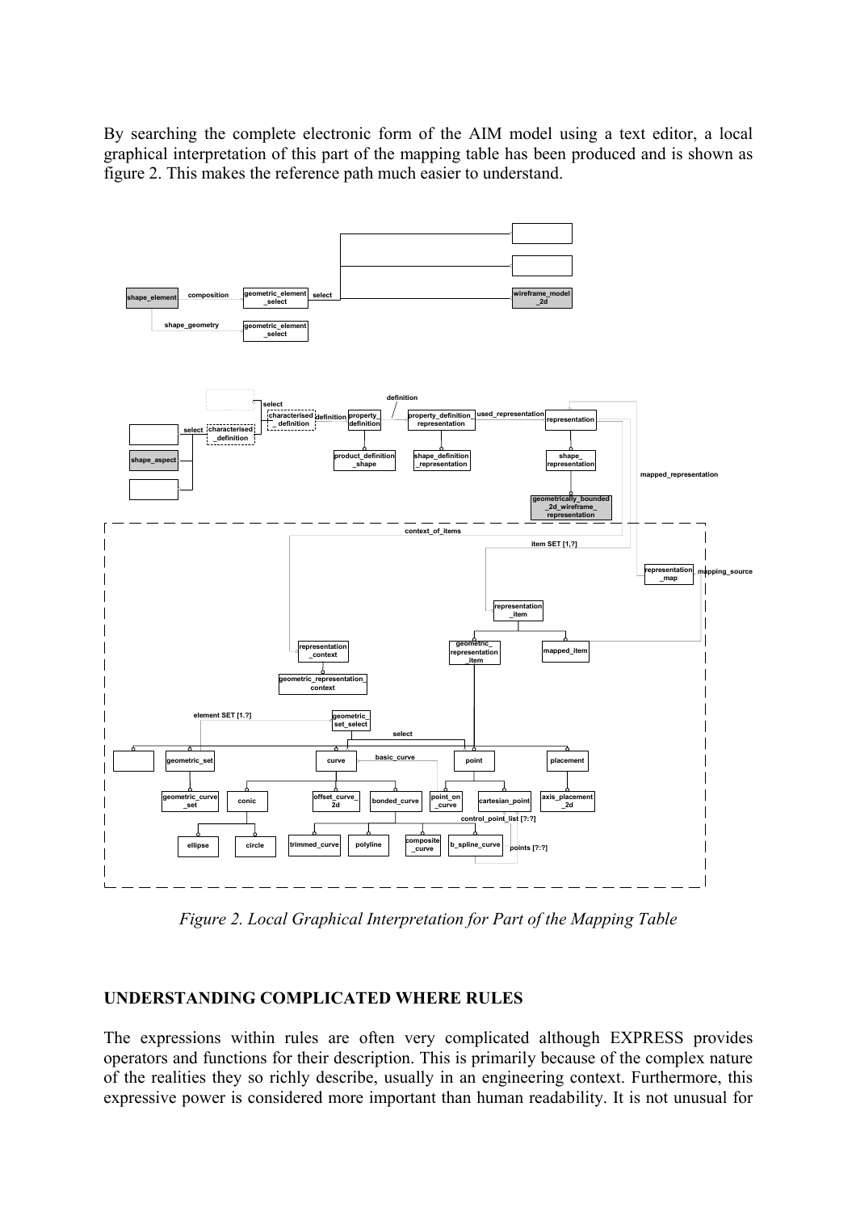By searching the complete electronic form of the AIM model using a text editor, a local graphical interpretation of this part of the mapping table has been produced and is shown as figure 2. This makes the reference path much easier to understand.

*Figure 2. Local Graphical Interpretation for Part of the Mapping Table*

## UNDERSTANDING COMPLICATED WHERE RULES

The expressions within rules are often very complicated although EXPRESS provides operators and functions for their description. This is primarily because of the complex nature of the realities they so richly describe, usually in an engineering context. Furthermore, this expressive power is considered more important than human readability. It is not unusual for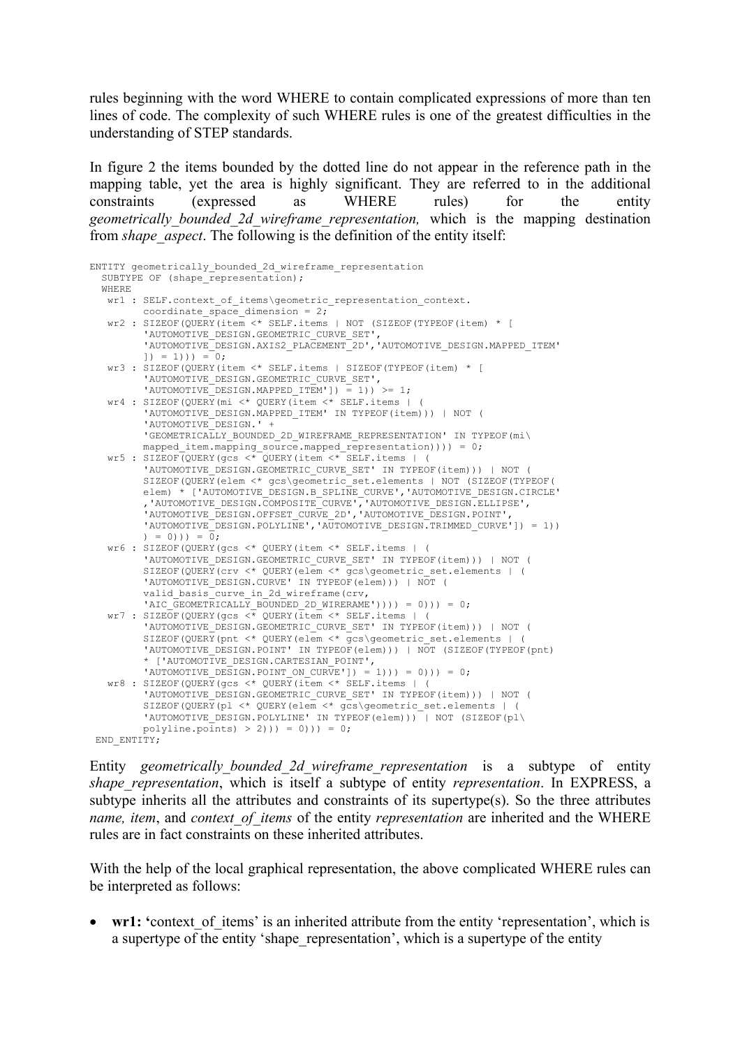rules beginning with the word WHERE to contain complicated expressions of more than ten lines of code. The complexity of such WHERE rules is one of the greatest difficulties in the understanding of STEP standards.

In figure 2 the items bounded by the dotted line do not appear in the reference path in the mapping table, yet the area is highly significant. They are referred to in the additional constraints (expressed as WHERE rules) for the entity *geometrically_bounded_2d_wireframe_representation,* which is the mapping destination from *shape_aspect*. The following is the definition of the entity itself:

```
ENTITY geometrically_bounded_2d_wireframe_representation
  SUBTYPE OF (shape_representation);
  WHERE
   wr1 : SELF.context_of_items\geometric_representation_context.
         coordinate_space_dimension = 2;
   wr2 : SIZEOF(QUERY(item <* SELF.items | NOT (SIZEOF(TYPEOF(item) * [
         'AUTOMOTIVE_DESIGN.GEOMETRIC_CURVE_SET',
         'AUTOMOTIVE_DESIGN.AXIS2_PLACEMENT_2D','AUTOMOTIVE_DESIGN.MAPPED_ITEM'
         ]) = 1))) = 0;
   wr3 : SIZEOF(QUERY(item <* SELF.items | SIZEOF(TYPEOF(item) * [
         'AUTOMOTIVE_DESIGN.GEOMETRIC_CURVE_SET',
         'AUTOMOTIVE_DESIGN.MAPPED_ITEM']) = 1)) >= 1;
   wr4 : SIZEOF(QUERY(mi <* QUERY(item <* SELF.items | (
         'AUTOMOTIVE_DESIGN.MAPPED_ITEM' IN TYPEOF(item))) | NOT (
         'AUTOMOTIVE_DESIGN.' +
         'GEOMETRICALLY_BOUNDED_2D_WIREFRAME_REPRESENTATION' IN TYPEOF(mi\
         mapped_item.mapping_source.mapped_representation)))) = 0;
   wr5 : SIZEOF(QUERY(gcs <* QUERY(item <* SELF.items | (
         'AUTOMOTIVE_DESIGN.GEOMETRIC_CURVE_SET' IN TYPEOF(item))) | NOT (
         SIZEOF(QUERY(elem <* gcs\geometric_set.elements | NOT (SIZEOF(TYPEOF(
         elem) * ['AUTOMOTIVE_DESIGN.B_SPLINE_CURVE','AUTOMOTIVE_DESIGN.CIRCLE'
         ,'AUTOMOTIVE_DESIGN.COMPOSITE_CURVE','AUTOMOTIVE_DESIGN.ELLIPSE',
         'AUTOMOTIVE_DESIGN.OFFSET_CURVE_2D','AUTOMOTIVE_DESIGN.POINT',
         'AUTOMOTIVE_DESIGN.POLYLINE','AUTOMOTIVE_DESIGN.TRIMMED_CURVE']) = 1))
         ) = 0))) = 0;
   wr6 : SIZEOF(QUERY(gcs <* QUERY(item <* SELF.items | (
         'AUTOMOTIVE_DESIGN.GEOMETRIC_CURVE_SET' IN TYPEOF(item))) | NOT (
         SIZEOF(QUERY(crv <* QUERY(elem <* gcs\geometric_set.elements | (
         'AUTOMOTIVE_DESIGN.CURVE' IN TYPEOF(elem))) | NOT (
         valid_basis_curve_in_2d_wireframe(crv,
         'AIC_GEOMETRICALLY_BOUNDED_2D_WIRERAME')))) = 0))) = 0;
   wr7 : SIZEOF(QUERY(gcs <* QUERY(item <* SELF.items | (
         'AUTOMOTIVE_DESIGN.GEOMETRIC_CURVE_SET' IN TYPEOF(item))) | NOT (
         SIZEOF(QUERY(pnt <* QUERY(elem <* gcs\geometric_set.elements | (
         'AUTOMOTIVE_DESIGN.POINT' IN TYPEOF(elem))) | NOT (SIZEOF(TYPEOF(pnt)
         * ['AUTOMOTIVE_DESIGN.CARTESIAN_POINT',
         'AUTOMOTIVE_DESIGN.POINT_ON_CURVE']) = 1))) = 0))) = 0;
   wr8 : SIZEOF(QUERY(gcs <* QUERY(item <* SELF.items | (
         'AUTOMOTIVE_DESIGN.GEOMETRIC_CURVE_SET' IN TYPEOF(item))) | NOT (
         SIZEOF(QUERY(pl <* QUERY(elem <* gcs\geometric_set.elements | (
         'AUTOMOTIVE_DESIGN.POLYLINE' IN TYPEOF(elem))) | NOT (SIZEOF(pl\
         polyline.points) > 2))) = 0))) = 0;
 END_ENTITY;
```

Entity *geometrically_bounded_2d_wireframe_representation* is a subtype of entity *shape_representation*, which is itself a subtype of entity *representation*. In EXPRESS, a subtype inherits all the attributes and constraints of its supertype(s). So the three attributes *name, item*, and *context_of_items* of the entity *representation* are inherited and the WHERE rules are in fact constraints on these inherited attributes.

With the help of the local graphical representation, the above complicated WHERE rules can be interpreted as follows:

- **wr1: '**context_of_items' is an inherited attribute from the entity 'representation', which is a supertype of the entity 'shape_representation', which is a supertype of the entity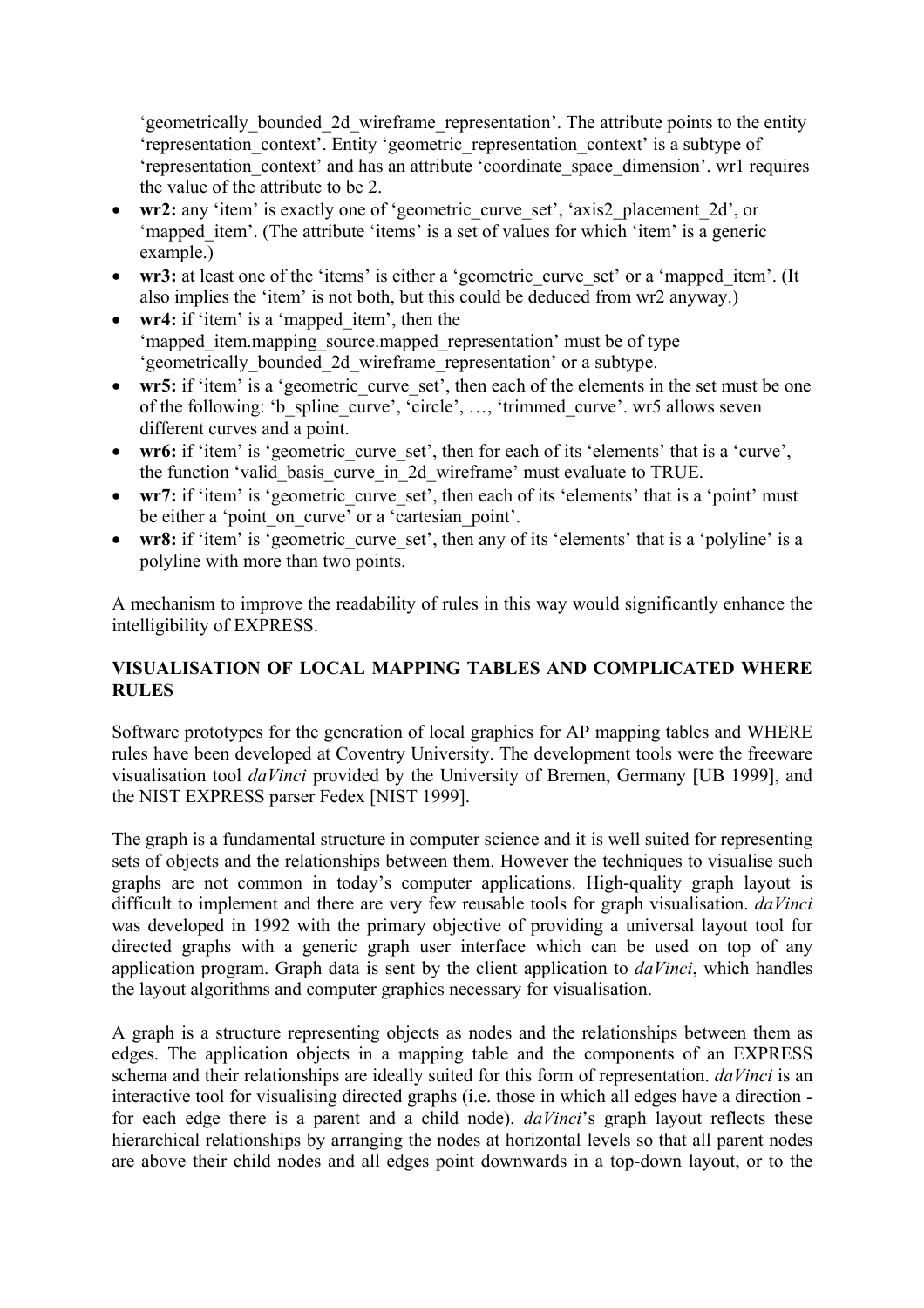'geometrically_bounded_2d_wireframe_representation'. The attribute points to the entity 'representation_context'. Entity 'geometric_representation_context' is a subtype of 'representation_context' and has an attribute 'coordinate_space_dimension'. wr1 requires the value of the attribute to be 2.

- **wr2:** any 'item' is exactly one of 'geometric_curve_set', 'axis2_placement_2d', or 'mapped_item'. (The attribute 'items' is a set of values for which 'item' is a generic example.)
- **wr3:** at least one of the 'items' is either a 'geometric_curve_set' or a 'mapped_item'. (It also implies the 'item' is not both, but this could be deduced from wr2 anyway.)
- **wr4:** if 'item' is a 'mapped_item', then the 'mapped_item.mapping_source.mapped_representation' must be of type 'geometrically_bounded_2d_wireframe_representation' or a subtype.
- **wr5:** if 'item' is a 'geometric_curve_set', then each of the elements in the set must be one of the following: 'b_spline_curve', 'circle', …, 'trimmed_curve'. wr5 allows seven different curves and a point.
- **wr6:** if 'item' is 'geometric_curve_set', then for each of its 'elements' that is a 'curve', the function 'valid_basis_curve_in_2d_wireframe' must evaluate to TRUE.
- **wr7:** if 'item' is 'geometric_curve_set', then each of its 'elements' that is a 'point' must be either a 'point_on_curve' or a 'cartesian_point'.
- **wr8:** if 'item' is 'geometric_curve_set', then any of its 'elements' that is a 'polyline' is a polyline with more than two points.

A mechanism to improve the readability of rules in this way would significantly enhance the intelligibility of EXPRESS.

## VISUALISATION OF LOCAL MAPPING TABLES AND COMPLICATED WHERE RULES

Software prototypes for the generation of local graphics for AP mapping tables and WHERE rules have been developed at Coventry University. The development tools were the freeware visualisation tool *daVinci* provided by the University of Bremen, Germany [UB 1999], and the NIST EXPRESS parser Fedex [NIST 1999].

The graph is a fundamental structure in computer science and it is well suited for representing sets of objects and the relationships between them. However the techniques to visualise such graphs are not common in today's computer applications. High-quality graph layout is difficult to implement and there are very few reusable tools for graph visualisation. *daVinci* was developed in 1992 with the primary objective of providing a universal layout tool for directed graphs with a generic graph user interface which can be used on top of any application program. Graph data is sent by the client application to *daVinci*, which handles the layout algorithms and computer graphics necessary for visualisation.

A graph is a structure representing objects as nodes and the relationships between them as edges. The application objects in a mapping table and the components of an EXPRESS schema and their relationships are ideally suited for this form of representation. *daVinci* is an interactive tool for visualising directed graphs (i.e. those in which all edges have a direction - for each edge there is a parent and a child node). *daVinci*'s graph layout reflects these hierarchical relationships by arranging the nodes at horizontal levels so that all parent nodes are above their child nodes and all edges point downwards in a top-down layout, or to the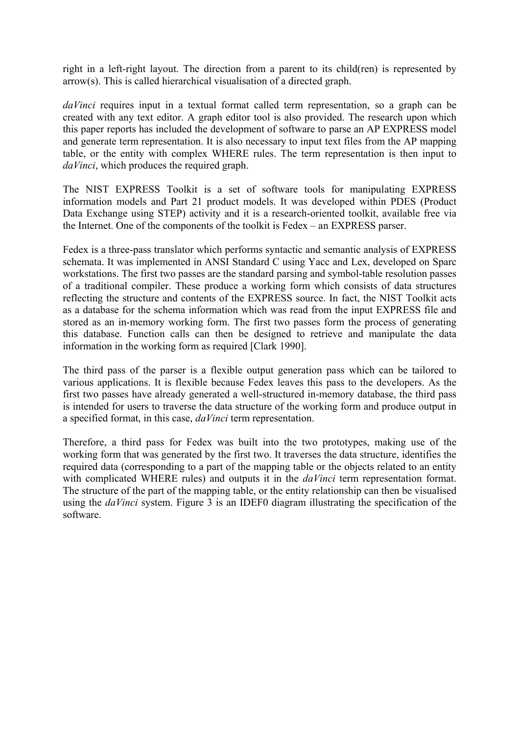right in a left-right layout. The direction from a parent to its child(ren) is represented by arrow(s). This is called hierarchical visualisation of a directed graph.

*daVinci* requires input in a textual format called term representation, so a graph can be created with any text editor. A graph editor tool is also provided. The research upon which this paper reports has included the development of software to parse an AP EXPRESS model and generate term representation. It is also necessary to input text files from the AP mapping table, or the entity with complex WHERE rules. The term representation is then input to *daVinci*, which produces the required graph.

The NIST EXPRESS Toolkit is a set of software tools for manipulating EXPRESS information models and Part 21 product models. It was developed within PDES (Product Data Exchange using STEP) activity and it is a research-oriented toolkit, available free via the Internet. One of the components of the toolkit is Fedex – an EXPRESS parser.

Fedex is a three-pass translator which performs syntactic and semantic analysis of EXPRESS schemata. It was implemented in ANSI Standard C using Yacc and Lex, developed on Sparc workstations. The first two passes are the standard parsing and symbol-table resolution passes of a traditional compiler. These produce a working form which consists of data structures reflecting the structure and contents of the EXPRESS source. In fact, the NIST Toolkit acts as a database for the schema information which was read from the input EXPRESS file and stored as an in-memory working form. The first two passes form the process of generating this database. Function calls can then be designed to retrieve and manipulate the data information in the working form as required [Clark 1990].

The third pass of the parser is a flexible output generation pass which can be tailored to various applications. It is flexible because Fedex leaves this pass to the developers. As the first two passes have already generated a well-structured in-memory database, the third pass is intended for users to traverse the data structure of the working form and produce output in a specified format, in this case, *daVinci* term representation.

Therefore, a third pass for Fedex was built into the two prototypes, making use of the working form that was generated by the first two. It traverses the data structure, identifies the required data (corresponding to a part of the mapping table or the objects related to an entity with complicated WHERE rules) and outputs it in the *daVinci* term representation format. The structure of the part of the mapping table, or the entity relationship can then be visualised using the *daVinci* system. Figure 3 is an IDEF0 diagram illustrating the specification of the software.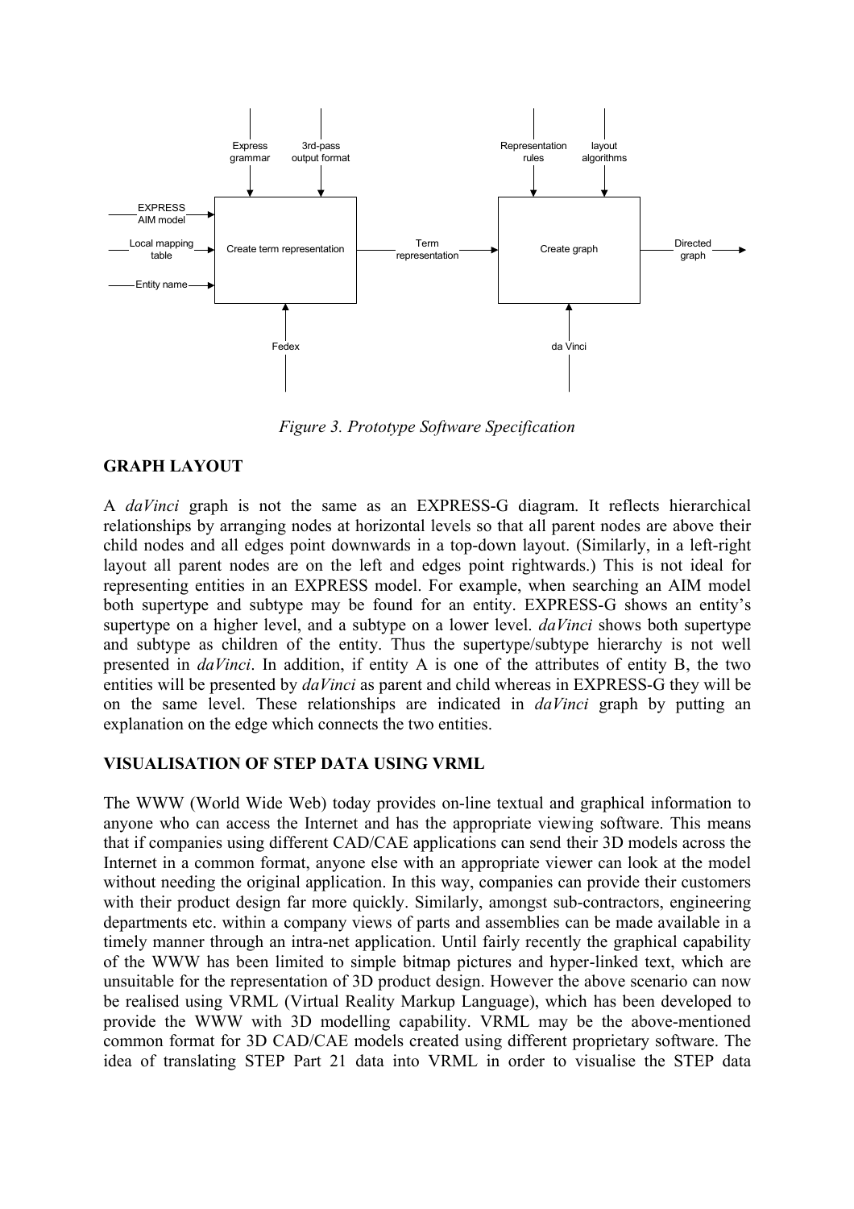*Figure 3. Prototype Software Specification*

## GRAPH LAYOUT

A *daVinci* graph is not the same as an EXPRESS-G diagram. It reflects hierarchical relationships by arranging nodes at horizontal levels so that all parent nodes are above their child nodes and all edges point downwards in a top-down layout. (Similarly, in a left-right layout all parent nodes are on the left and edges point rightwards.) This is not ideal for representing entities in an EXPRESS model. For example, when searching an AIM model both supertype and subtype may be found for an entity. EXPRESS-G shows an entity's supertype on a higher level, and a subtype on a lower level. *daVinci* shows both supertype and subtype as children of the entity. Thus the supertype/subtype hierarchy is not well presented in *daVinci*. In addition, if entity A is one of the attributes of entity B, the two entities will be presented by *daVinci* as parent and child whereas in EXPRESS-G they will be on the same level. These relationships are indicated in *daVinci* graph by putting an explanation on the edge which connects the two entities.

## VISUALISATION OF STEP DATA USING VRML

The WWW (World Wide Web) today provides on-line textual and graphical information to anyone who can access the Internet and has the appropriate viewing software. This means that if companies using different CAD/CAE applications can send their 3D models across the Internet in a common format, anyone else with an appropriate viewer can look at the model without needing the original application. In this way, companies can provide their customers with their product design far more quickly. Similarly, amongst sub-contractors, engineering departments etc. within a company views of parts and assemblies can be made available in a timely manner through an intra-net application. Until fairly recently the graphical capability of the WWW has been limited to simple bitmap pictures and hyper-linked text, which are unsuitable for the representation of 3D product design. However the above scenario can now be realised using VRML (Virtual Reality Markup Language), which has been developed to provide the WWW with 3D modelling capability. VRML may be the above-mentioned common format for 3D CAD/CAE models created using different proprietary software. The idea of translating STEP Part 21 data into VRML in order to visualise the STEP data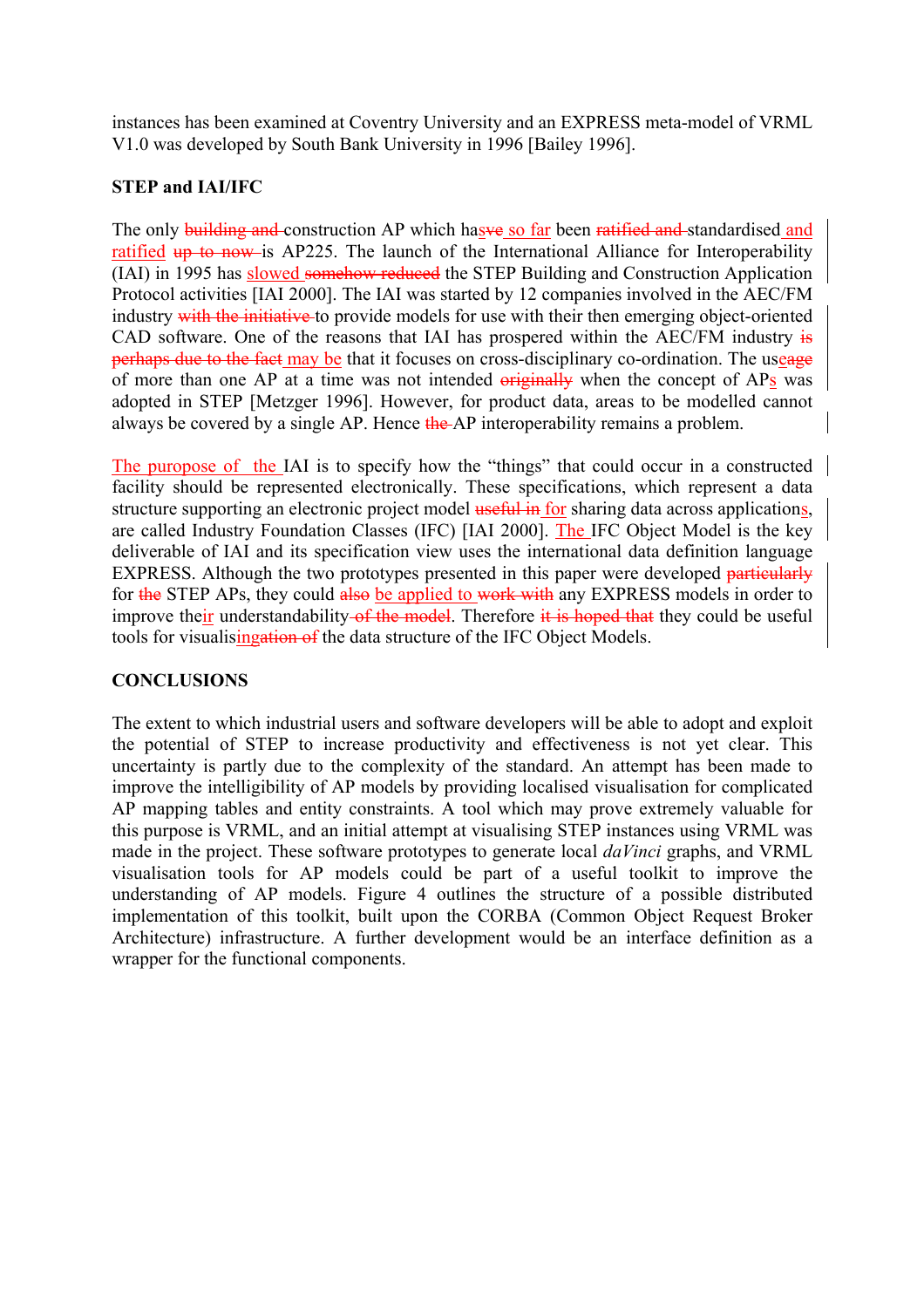instances has been examined at Coventry University and an EXPRESS meta-model of VRML V1.0 was developed by South Bank University in 1996 [Bailey 1996].

**STEP and IAI/IFC**

The only construction AP which has so far been standardised and ratified is AP225. The launch of the International Alliance for Interoperability (IAI) in 1995 has slowed the STEP Building and Construction Application Protocol activities [IAI 2000]. The IAI was started by 12 companies involved in the AEC/FM industry to provide models for use with their then emerging object-oriented CAD software. One of the reasons that IAI has prospered within the AEC/FM industry may be that it focuses on cross-disciplinary co-ordination. The usage of more than one AP at a time was not intended when the concept of APs was adopted in STEP [Metzger 1996]. However, for product data, areas to be modelled cannot always be covered by a single AP. Hence AP interoperability remains a problem.

The puropose of the IAI is to specify how the "things" that could occur in a constructed facility should be represented electronically. These specifications, which represent a data structure supporting an electronic project model for sharing data across applications, are called Industry Foundation Classes (IFC) [IAI 2000]. The IFC Object Model is the key deliverable of IAI and its specification view uses the international data definition language EXPRESS. Although the two prototypes presented in this paper were developed for STEP APs, they could be applied to any EXPRESS models in order to improve their understandability. Therefore they could be useful tools for visualising the data structure of the IFC Object Models.

**CONCLUSIONS**

The extent to which industrial users and software developers will be able to adopt and exploit the potential of STEP to increase productivity and effectiveness is not yet clear. This uncertainty is partly due to the complexity of the standard. An attempt has been made to improve the intelligibility of AP models by providing localised visualisation for complicated AP mapping tables and entity constraints. A tool which may prove extremely valuable for this purpose is VRML, and an initial attempt at visualising STEP instances using VRML was made in the project. These software prototypes to generate local *daVinci* graphs, and VRML visualisation tools for AP models could be part of a useful toolkit to improve the understanding of AP models. Figure 4 outlines the structure of a possible distributed implementation of this toolkit, built upon the CORBA (Common Object Request Broker Architecture) infrastructure. A further development would be an interface definition as a wrapper for the functional components.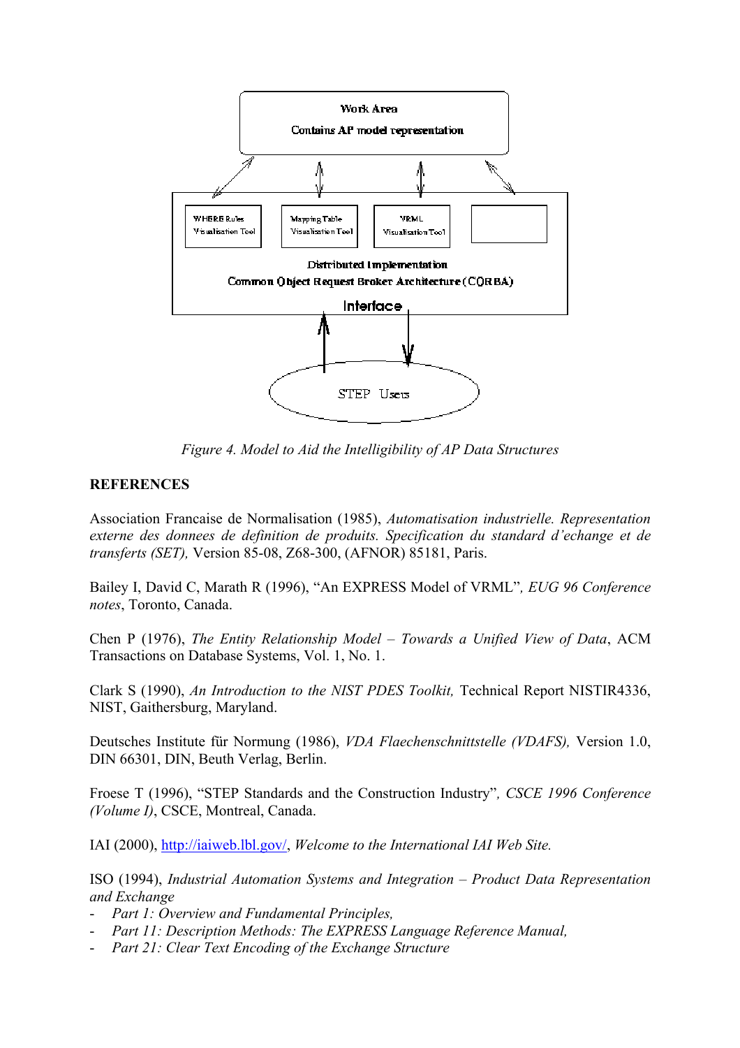Work Area

Contains AP model representation

WHERE Rules Visualisation Tool

Mapping Table Visualisation Tool

VRML Visualisation Tool

Distributed Implementation

Common Object Request Broker Architecture (CORBA)

Interface

STEP Users

*Figure 4. Model to Aid the Intelligibility of AP Data Structures*

## REFERENCES

Association Francaise de Normalisation (1985), *Automatisation industrielle. Representation externe des donnees de definition de produits. Specification du standard d'echange et de transferts (SET),* Version 85-08, Z68-300, (AFNOR) 85181, Paris.

Bailey I, David C, Marath R (1996), "An EXPRESS Model of VRML"*, EUG 96 Conference notes*, Toronto, Canada.

Chen P (1976), *The Entity Relationship Model – Towards a Unified View of Data*, ACM Transactions on Database Systems, Vol. 1, No. 1.

Clark S (1990), *An Introduction to the NIST PDES Toolkit,* Technical Report NISTIR4336, NIST, Gaithersburg, Maryland.

Deutsches Institute für Normung (1986), *VDA Flaechenschnittstelle (VDAFS),* Version 1.0, DIN 66301, DIN, Beuth Verlag, Berlin.

Froese T (1996), "STEP Standards and the Construction Industry"*, CSCE 1996 Conference (Volume I)*, CSCE, Montreal, Canada.

IAI (2000), http://iaiweb.lbl.gov/, *Welcome to the International IAI Web Site.*

ISO (1994), *Industrial Automation Systems and Integration – Product Data Representation and Exchange*

- *Part 1: Overview and Fundamental Principles,*
- *Part 11: Description Methods: The EXPRESS Language Reference Manual,*
- *Part 21: Clear Text Encoding of the Exchange Structure*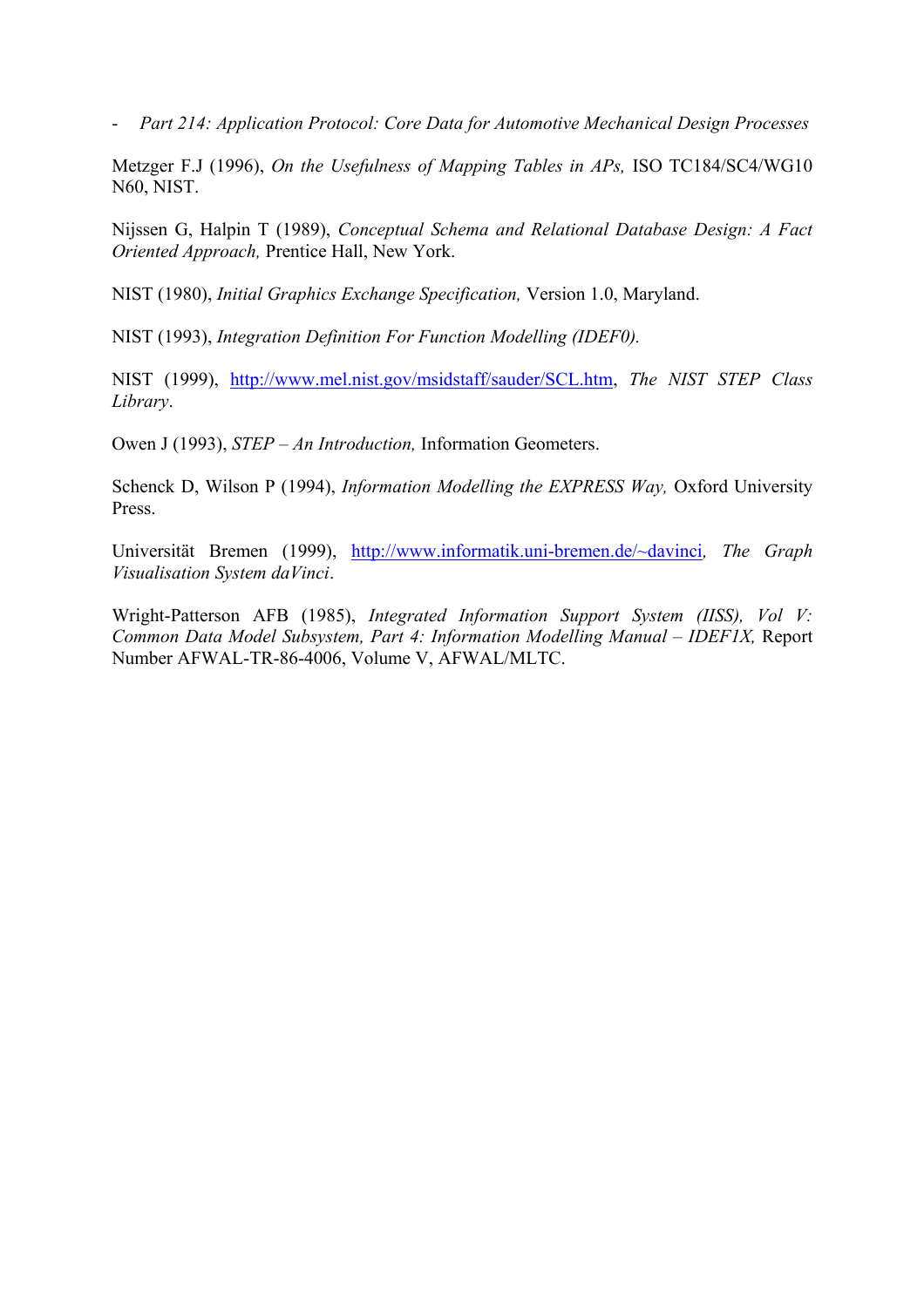- *Part 214: Application Protocol: Core Data for Automotive Mechanical Design Processes*

Metzger F.J (1996), *On the Usefulness of Mapping Tables in APs,* ISO TC184/SC4/WG10 N60, NIST.

Nijssen G, Halpin T (1989), *Conceptual Schema and Relational Database Design: A Fact Oriented Approach,* Prentice Hall, New York.

NIST (1980), *Initial Graphics Exchange Specification,* Version 1.0, Maryland.

NIST (1993), *Integration Definition For Function Modelling (IDEF0).*

NIST (1999), [http://www.mel.nist.gov/msidstaff/sauder/SCL.htm](http://www.mel.nist.gov/msidstaff/sauder/SCL.htm), *The NIST STEP Class Library*.

Owen J (1993), *STEP – An Introduction,* Information Geometers.

Schenck D, Wilson P (1994), *Information Modelling the EXPRESS Way,* Oxford University Press.

Universität Bremen (1999), [http://www.informatik.uni-bremen.de/~davinci](http://www.informatik.uni-bremen.de/~davinci), *The Graph Visualisation System daVinci*.

Wright-Patterson AFB (1985), *Integrated Information Support System (IISS), Vol V: Common Data Model Subsystem, Part 4: Information Modelling Manual – IDEF1X,* Report Number AFWAL-TR-86-4006, Volume V, AFWAL/MLTC.